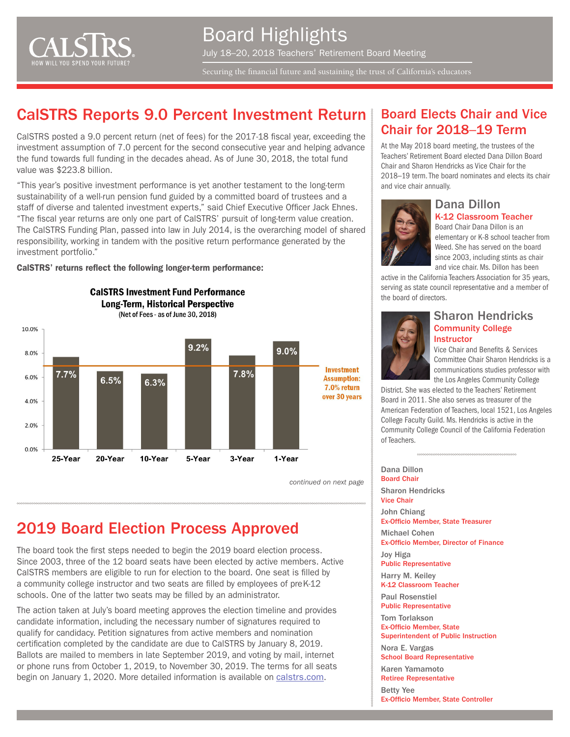# Board Highlights

July 18–20, 2018 Teachers' Retirement Board Meeting

Securing the financial future and sustaining the trust of California's educators

## CalSTRS Reports 9.0 Percent Investment Return

CalSTRS posted a 9.0 percent return (net of fees) for the 2017-18 fiscal year, exceeding the investment assumption of 7.0 percent for the second consecutive year and helping advance the fund towards full funding in the decades ahead. As of June 30, 2018, the total fund value was $223.8 billion.

"This year's positive investment performance is yet another testament to the long-term sustainability of a well-run pension fund guided by a committed board of trustees and a staff of diverse and talented investment experts," said Chief Executive Officer Jack Ehnes. "The fiscal year returns are only one part of CalSTRS' pursuit of long-term value creation. The CalSTRS Funding Plan, passed into law in July 2014, is the overarching model of shared responsibility, working in tandem with the positive return performance generated by the investment portfolio."

**CalSTRS' returns reflect the following longer-term performance:**

**CalSTRS Investment Fund Performance Long-Term, Historical Perspective**
(Net of Fees - as of June 30, 2018)

| Period | Return |
|---|---|
| 25-Year | 7.7% |
| 20-Year | 6.5% |
| 10-Year | 6.3% |
| 5-Year | 9.2% |
| 3-Year | 7.8% |
| 1-Year | 9.0% |

Investment Assumption: 7.0% return over 30 years

*continued on next page*

## 2019 Board Election Process Approved

The board took the first steps needed to begin the 2019 board election process. Since 2003, three of the 12 board seats have been elected by active members. Active CalSTRS members are eligible to run for election to the board. One seat is filled by a community college instructor and two seats are filled by employees of preK-12 schools. One of the latter two seats may be filled by an administrator.

The action taken at July's board meeting approves the election timeline and provides candidate information, including the necessary number of signatures required to qualify for candidacy. Petition signatures from active members and nomination certification completed by the candidate are due to CalSTRS by January 8, 2019. Ballots are mailed to members in late September 2019, and voting by mail, internet or phone runs from October 1, 2019, to November 30, 2019. The terms for all seats begin on January 1, 2020. More detailed information is available on calstrs.com.

## Board Elects Chair and Vice Chair for 2018–19 Term

At the May 2018 board meeting, the trustees of the Teachers' Retirement Board elected Dana Dillon Board Chair and Sharon Hendricks as Vice Chair for the 2018–19 term. The board nominates and elects its chair and vice chair annually.

### Dana Dillon
**K-12 Classroom Teacher**

Board Chair Dana Dillon is an elementary or K-8 school teacher from Weed. She has served on the board since 2003, including stints as chair and vice chair. Ms. Dillon has been active in the California Teachers Association for 35 years, serving as state council representative and a member of the board of directors.

### Sharon Hendricks
**Community College Instructor**

Vice Chair and Benefits & Services Committee Chair Sharon Hendricks is a communications studies professor with the Los Angeles Community College District. She was elected to the Teachers' Retirement Board in 2011. She also serves as treasurer of the American Federation of Teachers, local 1521, Los Angeles College Faculty Guild. Ms. Hendricks is active in the Community College Council of the California Federation of Teachers.

---

Dana Dillon
Board Chair

Sharon Hendricks
Vice Chair

John Chiang
Ex-Officio Member, State Treasurer

Michael Cohen
Ex-Officio Member, Director of Finance

Joy Higa
Public Representative

Harry M. Keiley
K-12 Classroom Teacher

Paul Rosenstiel
Public Representative

Tom Torlakson
Ex-Officio Member, State Superintendent of Public Instruction

Nora E. Vargas
School Board Representative

Karen Yamamoto
Retiree Representative

Betty Yee
Ex-Officio Member, State Controller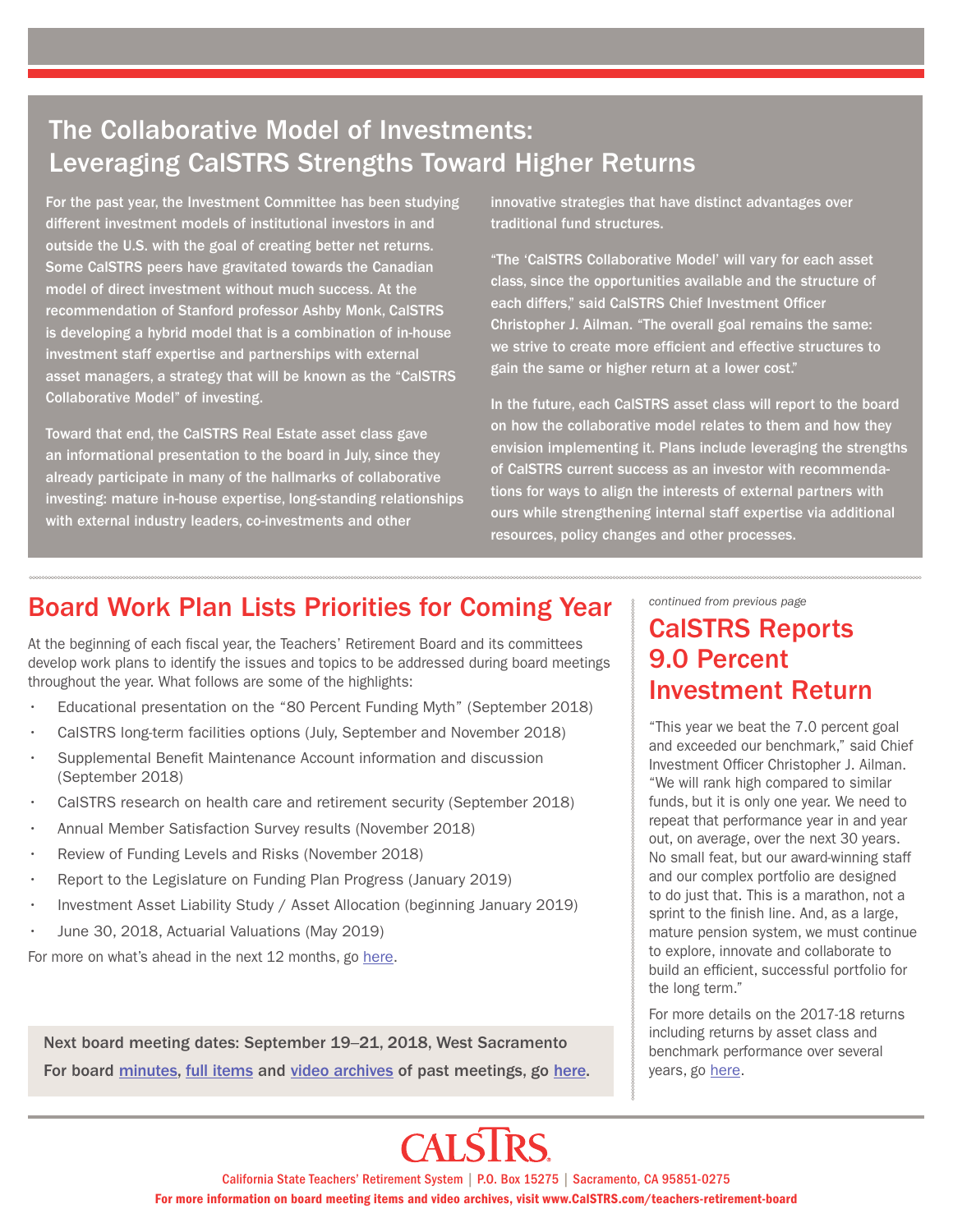## The Collaborative Model of Investments: Leveraging CalSTRS Strengths Toward Higher Returns

For the past year, the Investment Committee has been studying different investment models of institutional investors in and outside the U.S. with the goal of creating better net returns. Some CalSTRS peers have gravitated towards the Canadian model of direct investment without much success. At the recommendation of Stanford professor Ashby Monk, CalSTRS is developing a hybrid model that is a combination of in-house investment staff expertise and partnerships with external asset managers, a strategy that will be known as the "CalSTRS Collaborative Model" of investing.

Toward that end, the CalSTRS Real Estate asset class gave an informational presentation to the board in July, since they already participate in many of the hallmarks of collaborative investing: mature in-house expertise, long-standing relationships with external industry leaders, co-investments and other innovative strategies that have distinct advantages over traditional fund structures.

"The 'CalSTRS Collaborative Model' will vary for each asset class, since the opportunities available and the structure of each differs," said CalSTRS Chief Investment Officer Christopher J. Ailman. "The overall goal remains the same: we strive to create more efficient and effective structures to gain the same or higher return at a lower cost."

In the future, each CalSTRS asset class will report to the board on how the collaborative model relates to them and how they envision implementing it. Plans include leveraging the strengths of CalSTRS current success as an investor with recommendations for ways to align the interests of external partners with ours while strengthening internal staff expertise via additional resources, policy changes and other processes.

## Board Work Plan Lists Priorities for Coming Year

At the beginning of each fiscal year, the Teachers' Retirement Board and its committees develop work plans to identify the issues and topics to be addressed during board meetings throughout the year. What follows are some of the highlights:

- Educational presentation on the "80 Percent Funding Myth" (September 2018)
- CalSTRS long-term facilities options (July, September and November 2018)
- Supplemental Benefit Maintenance Account information and discussion (September 2018)
- CalSTRS research on health care and retirement security (September 2018)
- Annual Member Satisfaction Survey results (November 2018)
- Review of Funding Levels and Risks (November 2018)
- Report to the Legislature on Funding Plan Progress (January 2019)
- Investment Asset Liability Study / Asset Allocation (beginning January 2019)
- June 30, 2018, Actuarial Valuations (May 2019)

For more on what's ahead in the next 12 months, go here.

**Next board meeting dates: September 19–21, 2018, West Sacramento**

**For board minutes, full items and video archives of past meetings, go here.**

*continued from previous page*

## CalSTRS Reports 9.0 Percent Investment Return

"This year we beat the 7.0 percent goal and exceeded our benchmark," said Chief Investment Officer Christopher J. Ailman. "We will rank high compared to similar funds, but it is only one year. We need to repeat that performance year in and year out, on average, over the next 30 years. No small feat, but our award-winning staff and our complex portfolio are designed to do just that. This is a marathon, not a sprint to the finish line. And, as a large, mature pension system, we must continue to explore, innovate and collaborate to build an efficient, successful portfolio for the long term."

For more details on the 2017-18 returns including returns by asset class and benchmark performance over several years, go here.

CALSTRS

California State Teachers' Retirement System | P.O. Box 15275 | Sacramento, CA 95851-0275

**For more information on board meeting items and video archives, visit www.CalSTRS.com/teachers-retirement-board**